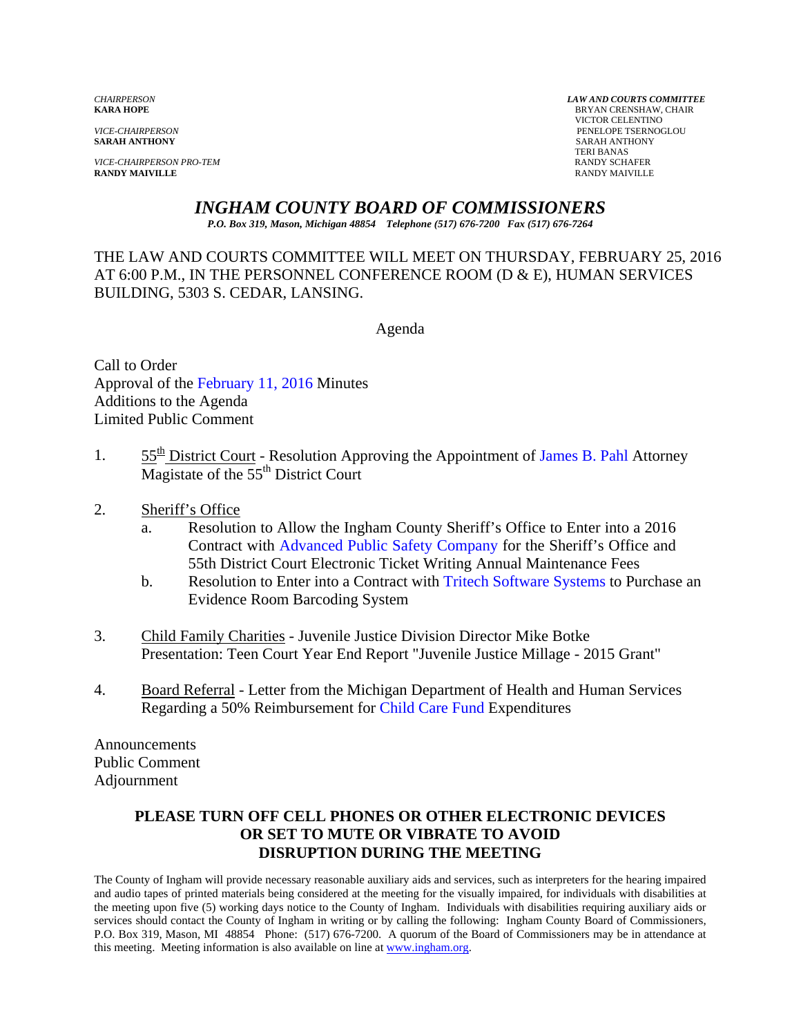*CHAIRPERSON*
**KARA HOPE**

*VICE-CHAIRPERSON*
**SARAH ANTHONY**

*VICE-CHAIRPERSON PRO-TEM*
**RANDY MAIVILLE**

***LAW AND COURTS COMMITTEE***
BRYAN CRENSHAW, CHAIR
VICTOR CELENTINO
PENELOPE TSERNOGLOU
SARAH ANTHONY
TERI BANAS
RANDY SCHAFER
RANDY MAIVILLE

# *INGHAM COUNTY BOARD OF COMMISSIONERS*

*P.O. Box 319, Mason, Michigan 48854 Telephone (517) 676-7200 Fax (517) 676-7264*

THE LAW AND COURTS COMMITTEE WILL MEET ON THURSDAY, FEBRUARY 25, 2016 AT 6:00 P.M., IN THE PERSONNEL CONFERENCE ROOM (D & E), HUMAN SERVICES BUILDING, 5303 S. CEDAR, LANSING.

Agenda

Call to Order
Approval of the February 11, 2016 Minutes
Additions to the Agenda
Limited Public Comment

1. 55th District Court - Resolution Approving the Appointment of James B. Pahl Attorney Magistate of the 55th District Court

2. Sheriff's Office
   a. Resolution to Allow the Ingham County Sheriff's Office to Enter into a 2016 Contract with Advanced Public Safety Company for the Sheriff's Office and 55th District Court Electronic Ticket Writing Annual Maintenance Fees
   b. Resolution to Enter into a Contract with Tritech Software Systems to Purchase an Evidence Room Barcoding System

3. Child Family Charities - Juvenile Justice Division Director Mike Botke
   Presentation: Teen Court Year End Report "Juvenile Justice Millage - 2015 Grant"

4. Board Referral - Letter from the Michigan Department of Health and Human Services Regarding a 50% Reimbursement for Child Care Fund Expenditures

Announcements
Public Comment
Adjournment

**PLEASE TURN OFF CELL PHONES OR OTHER ELECTRONIC DEVICES OR SET TO MUTE OR VIBRATE TO AVOID DISRUPTION DURING THE MEETING**

The County of Ingham will provide necessary reasonable auxiliary aids and services, such as interpreters for the hearing impaired and audio tapes of printed materials being considered at the meeting for the visually impaired, for individuals with disabilities at the meeting upon five (5) working days notice to the County of Ingham. Individuals with disabilities requiring auxiliary aids or services should contact the County of Ingham in writing or by calling the following: Ingham County Board of Commissioners, P.O. Box 319, Mason, MI 48854 Phone: (517) 676-7200. A quorum of the Board of Commissioners may be in attendance at this meeting. Meeting information is also available on line at www.ingham.org.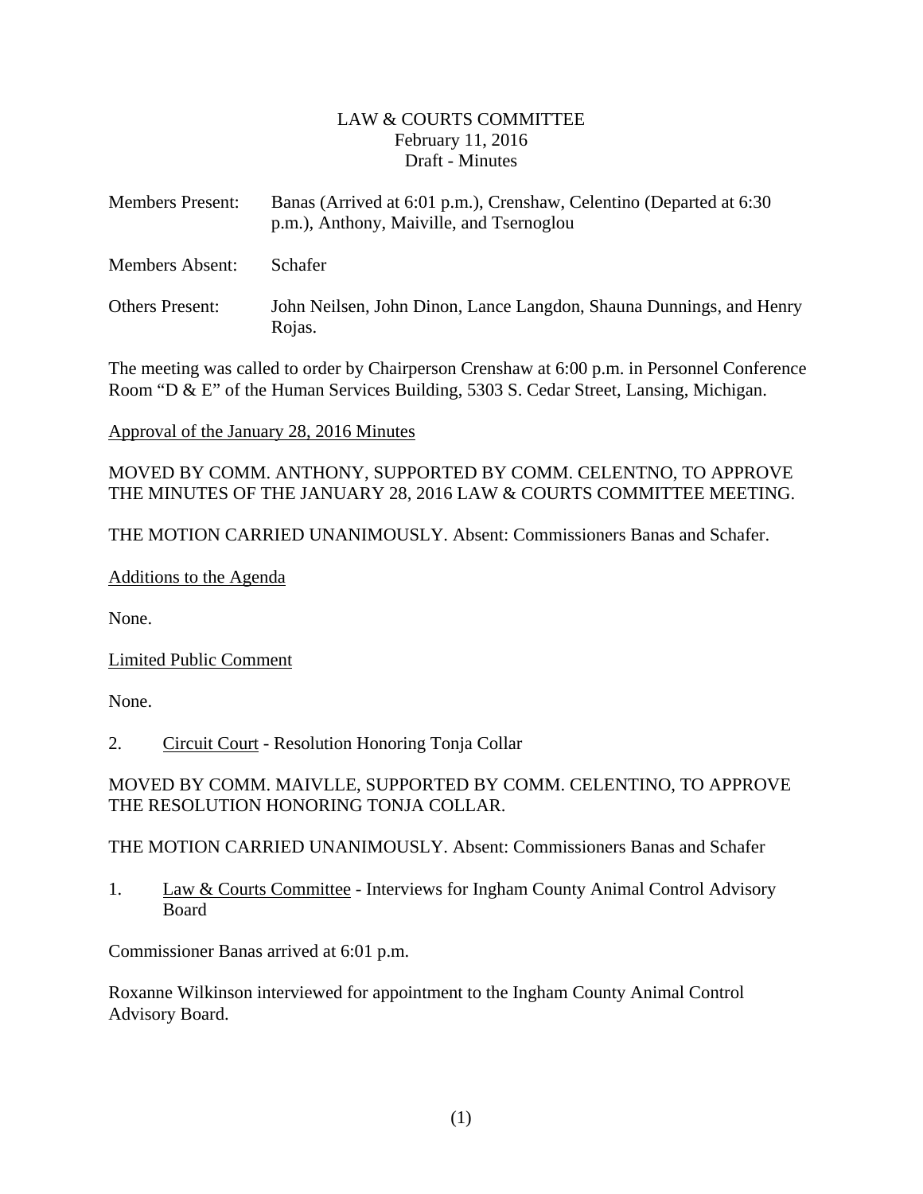LAW & COURTS COMMITTEE
February 11, 2016
Draft - Minutes

Members Present: Banas (Arrived at 6:01 p.m.), Crenshaw, Celentino (Departed at 6:30 p.m.), Anthony, Maiville, and Tsernoglou

Members Absent: Schafer

Others Present: John Neilsen, John Dinon, Lance Langdon, Shauna Dunnings, and Henry Rojas.

The meeting was called to order by Chairperson Crenshaw at 6:00 p.m. in Personnel Conference Room "D & E" of the Human Services Building, 5303 S. Cedar Street, Lansing, Michigan.

Approval of the January 28, 2016 Minutes

MOVED BY COMM. ANTHONY, SUPPORTED BY COMM. CELENTNO, TO APPROVE THE MINUTES OF THE JANUARY 28, 2016 LAW & COURTS COMMITTEE MEETING.

THE MOTION CARRIED UNANIMOUSLY. Absent: Commissioners Banas and Schafer.

Additions to the Agenda

None.

Limited Public Comment

None.

2. Circuit Court - Resolution Honoring Tonja Collar

MOVED BY COMM. MAIVLLE, SUPPORTED BY COMM. CELENTINO, TO APPROVE THE RESOLUTION HONORING TONJA COLLAR.

THE MOTION CARRIED UNANIMOUSLY. Absent: Commissioners Banas and Schafer

1. Law & Courts Committee - Interviews for Ingham County Animal Control Advisory Board

Commissioner Banas arrived at 6:01 p.m.

Roxanne Wilkinson interviewed for appointment to the Ingham County Animal Control Advisory Board.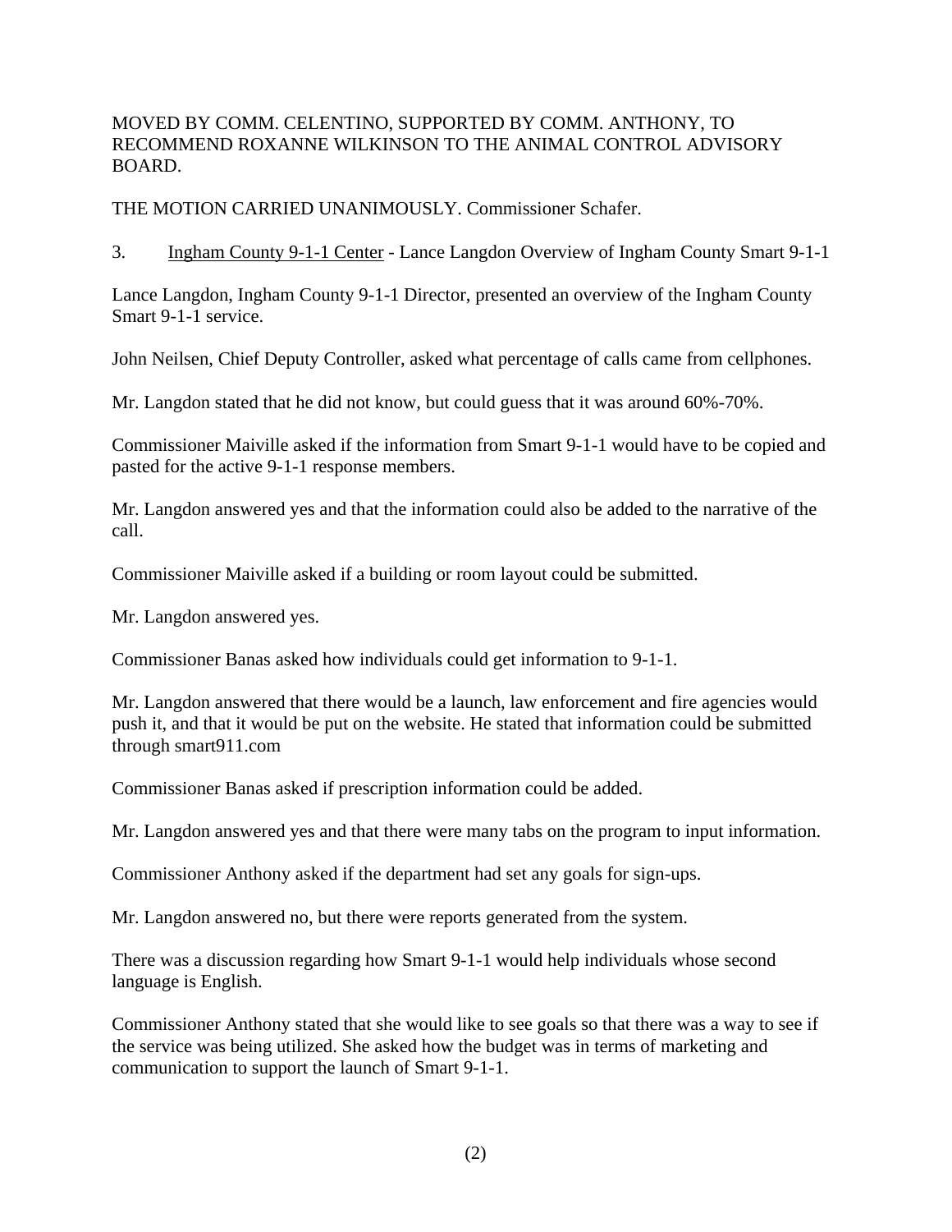MOVED BY COMM. CELENTINO, SUPPORTED BY COMM. ANTHONY, TO RECOMMEND ROXANNE WILKINSON TO THE ANIMAL CONTROL ADVISORY BOARD.

THE MOTION CARRIED UNANIMOUSLY. Commissioner Schafer.

3. Ingham County 9-1-1 Center - Lance Langdon Overview of Ingham County Smart 9-1-1

Lance Langdon, Ingham County 9-1-1 Director, presented an overview of the Ingham County Smart 9-1-1 service.

John Neilsen, Chief Deputy Controller, asked what percentage of calls came from cellphones.

Mr. Langdon stated that he did not know, but could guess that it was around 60%-70%.

Commissioner Maiville asked if the information from Smart 9-1-1 would have to be copied and pasted for the active 9-1-1 response members.

Mr. Langdon answered yes and that the information could also be added to the narrative of the call.

Commissioner Maiville asked if a building or room layout could be submitted.

Mr. Langdon answered yes.

Commissioner Banas asked how individuals could get information to 9-1-1.

Mr. Langdon answered that there would be a launch, law enforcement and fire agencies would push it, and that it would be put on the website. He stated that information could be submitted through smart911.com

Commissioner Banas asked if prescription information could be added.

Mr. Langdon answered yes and that there were many tabs on the program to input information.

Commissioner Anthony asked if the department had set any goals for sign-ups.

Mr. Langdon answered no, but there were reports generated from the system.

There was a discussion regarding how Smart 9-1-1 would help individuals whose second language is English.

Commissioner Anthony stated that she would like to see goals so that there was a way to see if the service was being utilized. She asked how the budget was in terms of marketing and communication to support the launch of Smart 9-1-1.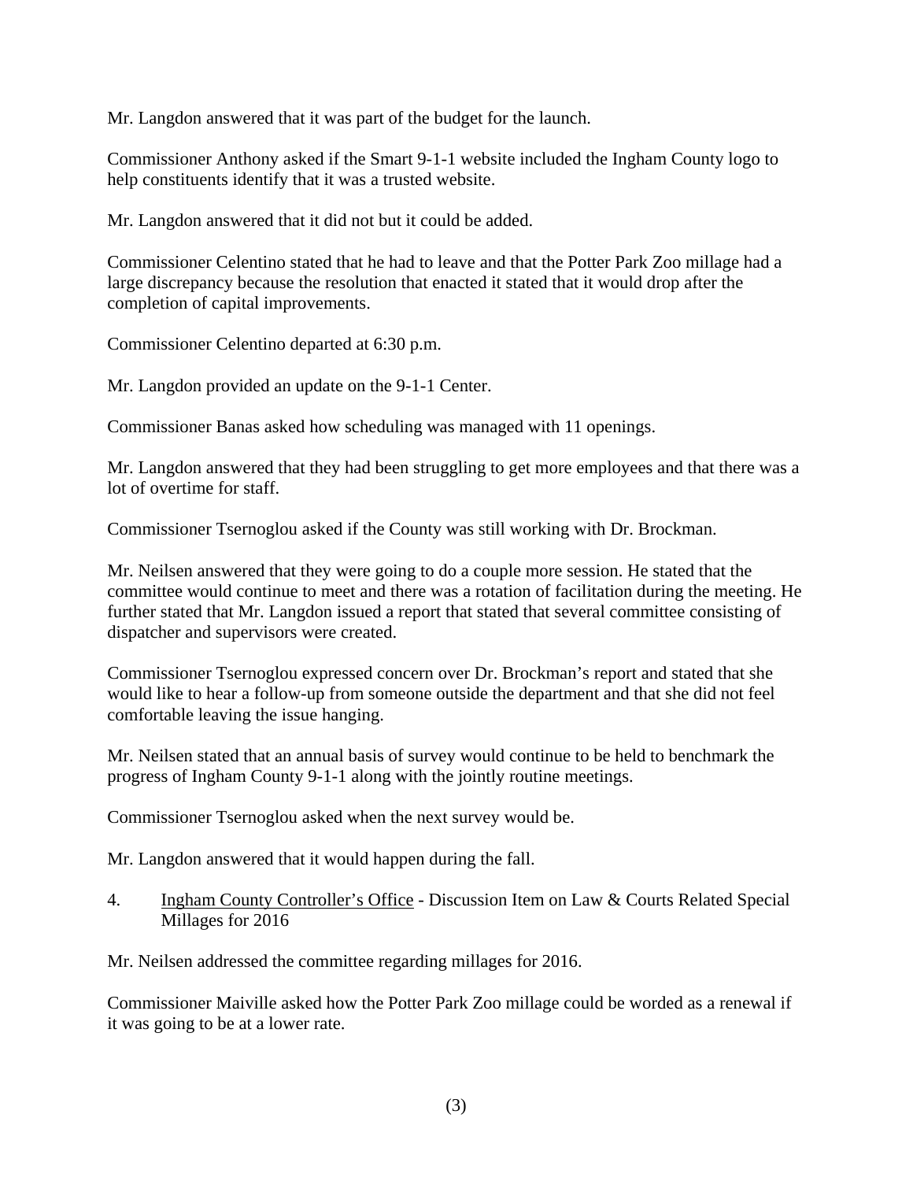Mr. Langdon answered that it was part of the budget for the launch.

Commissioner Anthony asked if the Smart 9-1-1 website included the Ingham County logo to help constituents identify that it was a trusted website.

Mr. Langdon answered that it did not but it could be added.

Commissioner Celentino stated that he had to leave and that the Potter Park Zoo millage had a large discrepancy because the resolution that enacted it stated that it would drop after the completion of capital improvements.

Commissioner Celentino departed at 6:30 p.m.

Mr. Langdon provided an update on the 9-1-1 Center.

Commissioner Banas asked how scheduling was managed with 11 openings.

Mr. Langdon answered that they had been struggling to get more employees and that there was a lot of overtime for staff.

Commissioner Tsernoglou asked if the County was still working with Dr. Brockman.

Mr. Neilsen answered that they were going to do a couple more session. He stated that the committee would continue to meet and there was a rotation of facilitation during the meeting. He further stated that Mr. Langdon issued a report that stated that several committee consisting of dispatcher and supervisors were created.

Commissioner Tsernoglou expressed concern over Dr. Brockman's report and stated that she would like to hear a follow-up from someone outside the department and that she did not feel comfortable leaving the issue hanging.

Mr. Neilsen stated that an annual basis of survey would continue to be held to benchmark the progress of Ingham County 9-1-1 along with the jointly routine meetings.

Commissioner Tsernoglou asked when the next survey would be.

Mr. Langdon answered that it would happen during the fall.

4. Ingham County Controller's Office - Discussion Item on Law & Courts Related Special Millages for 2016

Mr. Neilsen addressed the committee regarding millages for 2016.

Commissioner Maiville asked how the Potter Park Zoo millage could be worded as a renewal if it was going to be at a lower rate.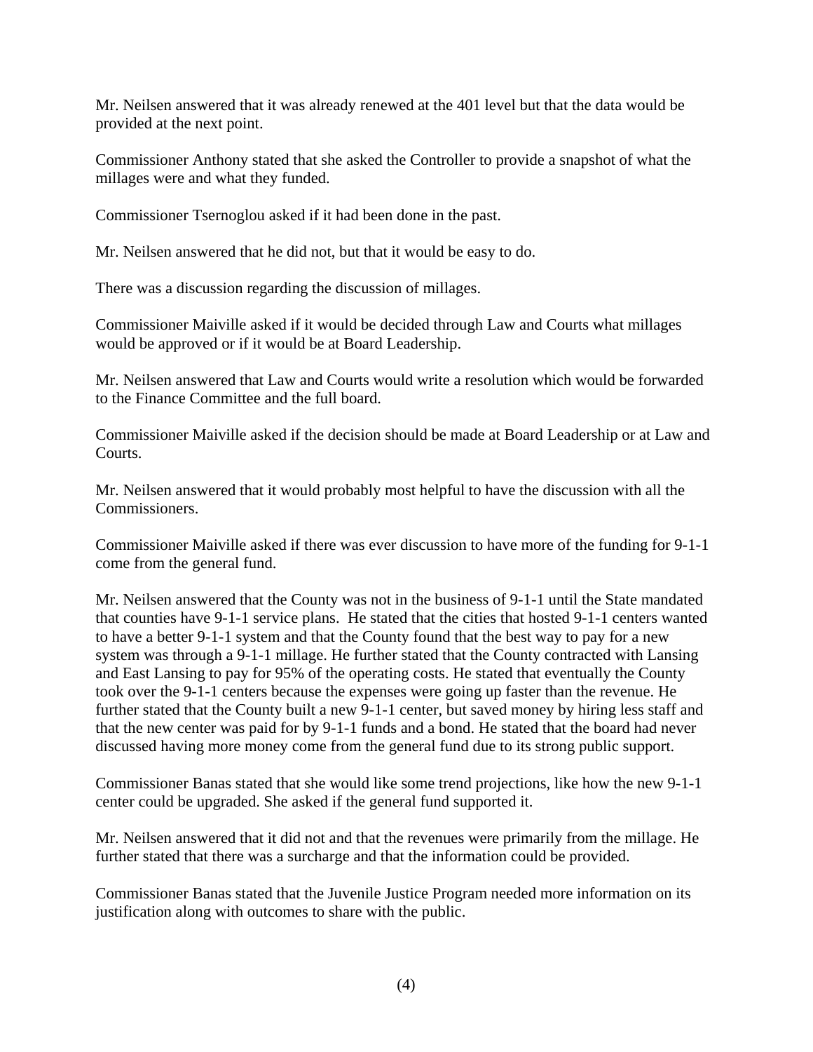Mr. Neilsen answered that it was already renewed at the 401 level but that the data would be provided at the next point.

Commissioner Anthony stated that she asked the Controller to provide a snapshot of what the millages were and what they funded.

Commissioner Tsernoglou asked if it had been done in the past.

Mr. Neilsen answered that he did not, but that it would be easy to do.

There was a discussion regarding the discussion of millages.

Commissioner Maiville asked if it would be decided through Law and Courts what millages would be approved or if it would be at Board Leadership.

Mr. Neilsen answered that Law and Courts would write a resolution which would be forwarded to the Finance Committee and the full board.

Commissioner Maiville asked if the decision should be made at Board Leadership or at Law and Courts.

Mr. Neilsen answered that it would probably most helpful to have the discussion with all the Commissioners.

Commissioner Maiville asked if there was ever discussion to have more of the funding for 9-1-1 come from the general fund.

Mr. Neilsen answered that the County was not in the business of 9-1-1 until the State mandated that counties have 9-1-1 service plans. He stated that the cities that hosted 9-1-1 centers wanted to have a better 9-1-1 system and that the County found that the best way to pay for a new system was through a 9-1-1 millage. He further stated that the County contracted with Lansing and East Lansing to pay for 95% of the operating costs. He stated that eventually the County took over the 9-1-1 centers because the expenses were going up faster than the revenue. He further stated that the County built a new 9-1-1 center, but saved money by hiring less staff and that the new center was paid for by 9-1-1 funds and a bond. He stated that the board had never discussed having more money come from the general fund due to its strong public support.

Commissioner Banas stated that she would like some trend projections, like how the new 9-1-1 center could be upgraded. She asked if the general fund supported it.

Mr. Neilsen answered that it did not and that the revenues were primarily from the millage. He further stated that there was a surcharge and that the information could be provided.

Commissioner Banas stated that the Juvenile Justice Program needed more information on its justification along with outcomes to share with the public.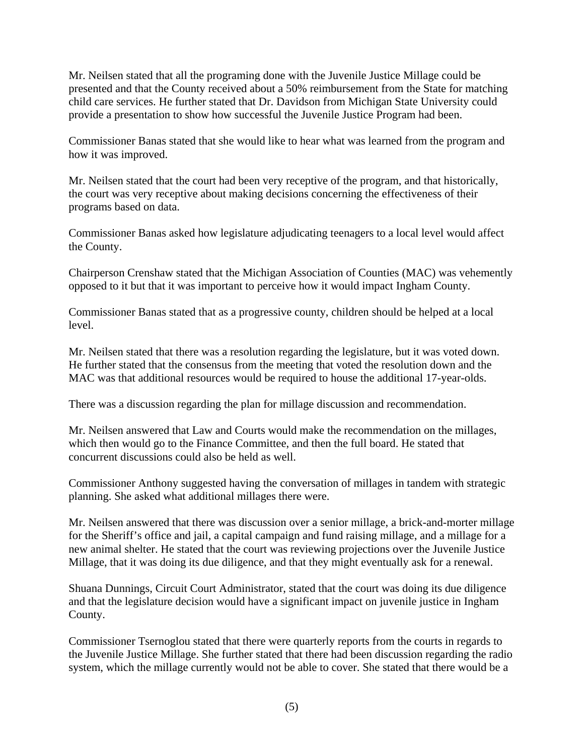Mr. Neilsen stated that all the programing done with the Juvenile Justice Millage could be presented and that the County received about a 50% reimbursement from the State for matching child care services. He further stated that Dr. Davidson from Michigan State University could provide a presentation to show how successful the Juvenile Justice Program had been.

Commissioner Banas stated that she would like to hear what was learned from the program and how it was improved.

Mr. Neilsen stated that the court had been very receptive of the program, and that historically, the court was very receptive about making decisions concerning the effectiveness of their programs based on data.

Commissioner Banas asked how legislature adjudicating teenagers to a local level would affect the County.

Chairperson Crenshaw stated that the Michigan Association of Counties (MAC) was vehemently opposed to it but that it was important to perceive how it would impact Ingham County.

Commissioner Banas stated that as a progressive county, children should be helped at a local level.

Mr. Neilsen stated that there was a resolution regarding the legislature, but it was voted down. He further stated that the consensus from the meeting that voted the resolution down and the MAC was that additional resources would be required to house the additional 17-year-olds.

There was a discussion regarding the plan for millage discussion and recommendation.

Mr. Neilsen answered that Law and Courts would make the recommendation on the millages, which then would go to the Finance Committee, and then the full board. He stated that concurrent discussions could also be held as well.

Commissioner Anthony suggested having the conversation of millages in tandem with strategic planning. She asked what additional millages there were.

Mr. Neilsen answered that there was discussion over a senior millage, a brick-and-morter millage for the Sheriff's office and jail, a capital campaign and fund raising millage, and a millage for a new animal shelter. He stated that the court was reviewing projections over the Juvenile Justice Millage, that it was doing its due diligence, and that they might eventually ask for a renewal.

Shuana Dunnings, Circuit Court Administrator, stated that the court was doing its due diligence and that the legislature decision would have a significant impact on juvenile justice in Ingham County.

Commissioner Tsernoglou stated that there were quarterly reports from the courts in regards to the Juvenile Justice Millage. She further stated that there had been discussion regarding the radio system, which the millage currently would not be able to cover. She stated that there would be a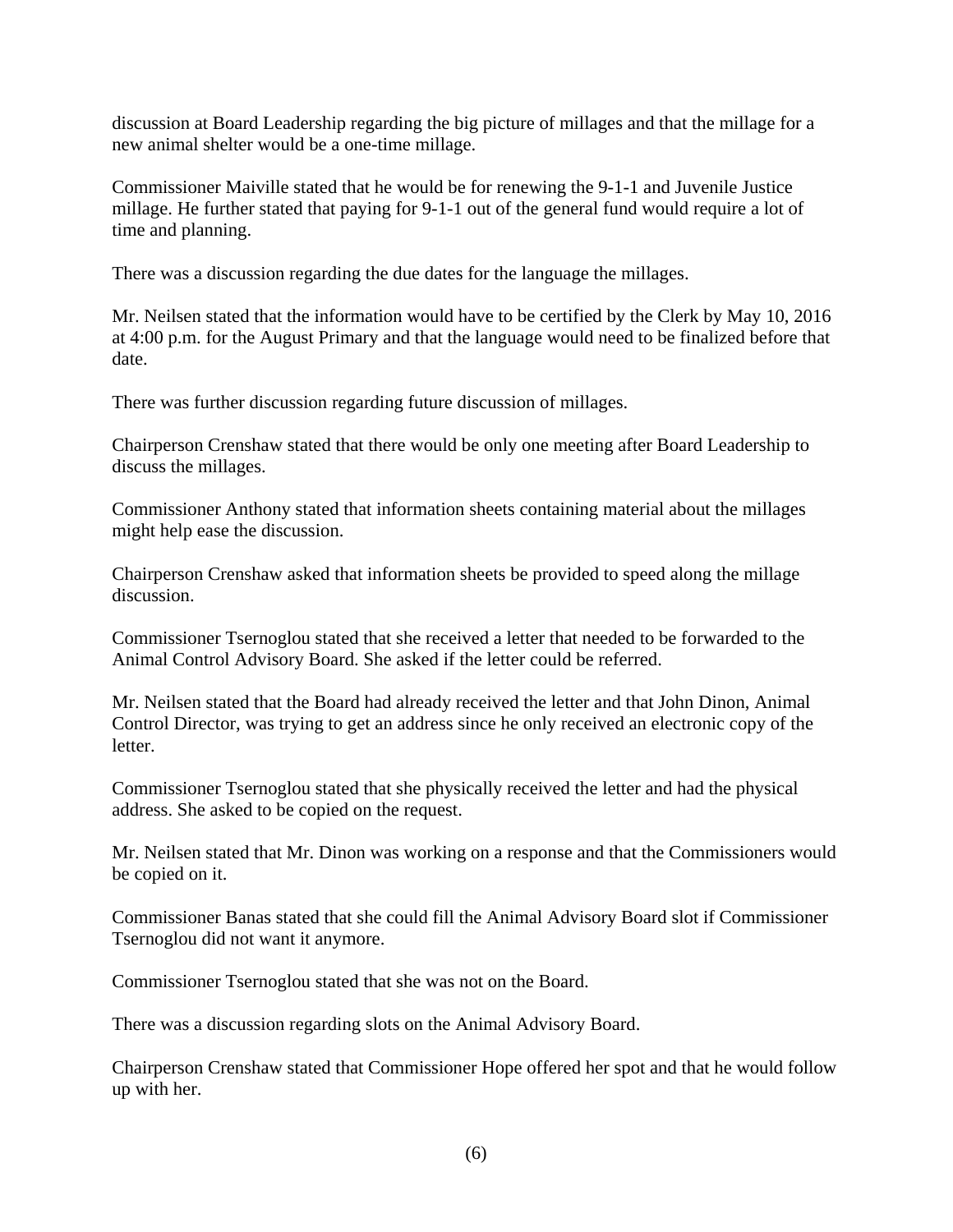discussion at Board Leadership regarding the big picture of millages and that the millage for a new animal shelter would be a one-time millage.

Commissioner Maiville stated that he would be for renewing the 9-1-1 and Juvenile Justice millage. He further stated that paying for 9-1-1 out of the general fund would require a lot of time and planning.

There was a discussion regarding the due dates for the language the millages.

Mr. Neilsen stated that the information would have to be certified by the Clerk by May 10, 2016 at 4:00 p.m. for the August Primary and that the language would need to be finalized before that date.

There was further discussion regarding future discussion of millages.

Chairperson Crenshaw stated that there would be only one meeting after Board Leadership to discuss the millages.

Commissioner Anthony stated that information sheets containing material about the millages might help ease the discussion.

Chairperson Crenshaw asked that information sheets be provided to speed along the millage discussion.

Commissioner Tsernoglou stated that she received a letter that needed to be forwarded to the Animal Control Advisory Board. She asked if the letter could be referred.

Mr. Neilsen stated that the Board had already received the letter and that John Dinon, Animal Control Director, was trying to get an address since he only received an electronic copy of the letter.

Commissioner Tsernoglou stated that she physically received the letter and had the physical address. She asked to be copied on the request.

Mr. Neilsen stated that Mr. Dinon was working on a response and that the Commissioners would be copied on it.

Commissioner Banas stated that she could fill the Animal Advisory Board slot if Commissioner Tsernoglou did not want it anymore.

Commissioner Tsernoglou stated that she was not on the Board.

There was a discussion regarding slots on the Animal Advisory Board.

Chairperson Crenshaw stated that Commissioner Hope offered her spot and that he would follow up with her.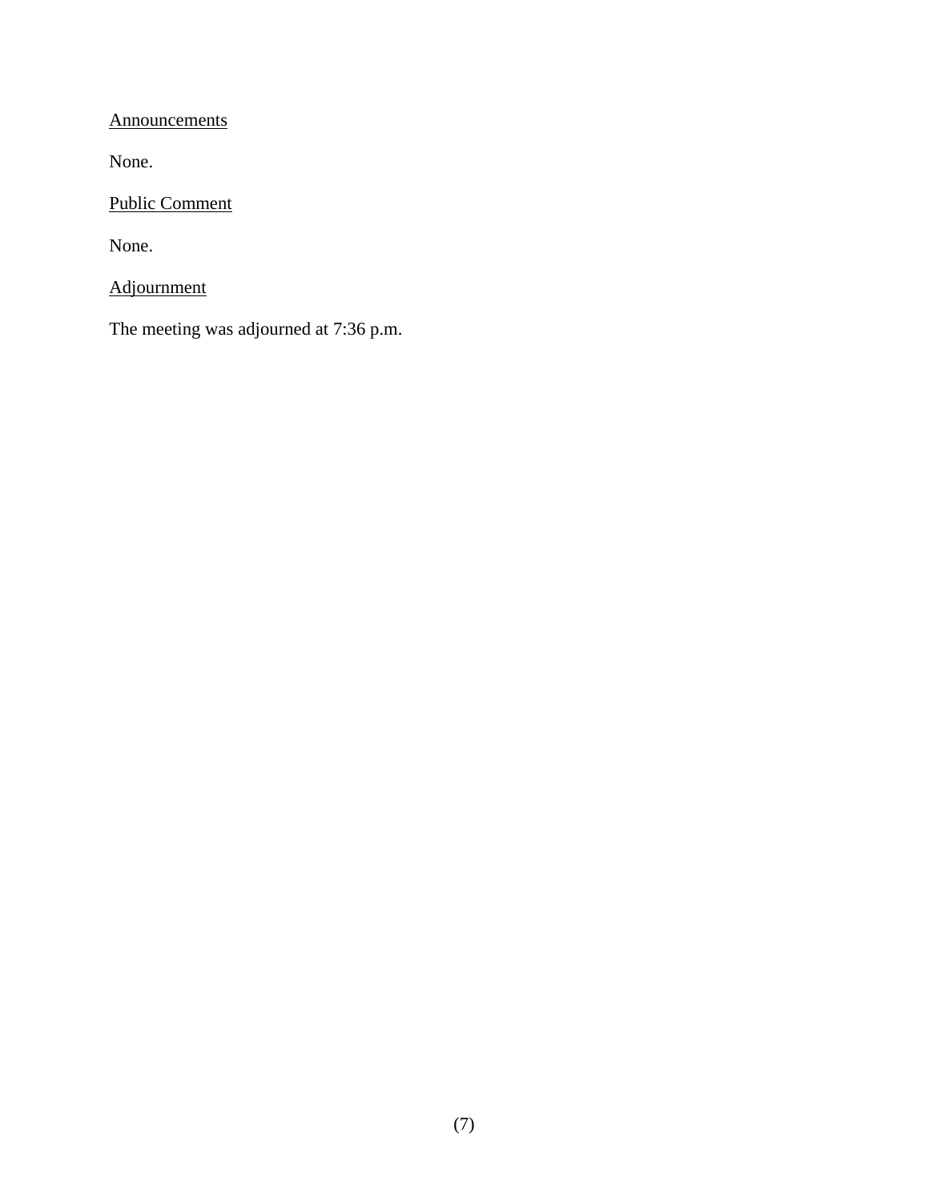Announcements

None.

Public Comment

None.

Adjournment

The meeting was adjourned at 7:36 p.m.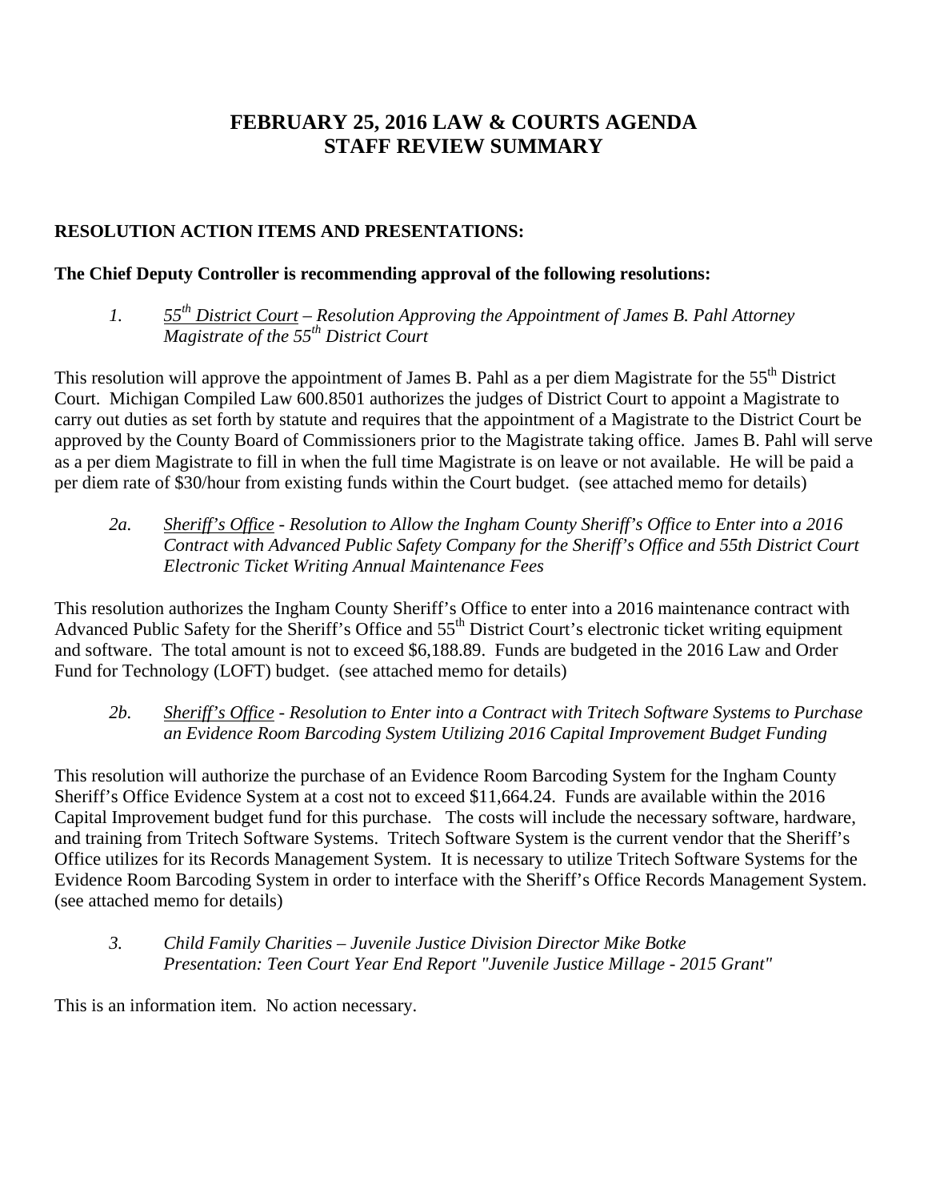# FEBRUARY 25, 2016 LAW & COURTS AGENDA
# STAFF REVIEW SUMMARY

**RESOLUTION ACTION ITEMS AND PRESENTATIONS:**

**The Chief Deputy Controller is recommending approval of the following resolutions:**

*1. 55th District Court – Resolution Approving the Appointment of James B. Pahl Attorney Magistrate of the 55th District Court*

This resolution will approve the appointment of James B. Pahl as a per diem Magistrate for the 55th District Court. Michigan Compiled Law 600.8501 authorizes the judges of District Court to appoint a Magistrate to carry out duties as set forth by statute and requires that the appointment of a Magistrate to the District Court be approved by the County Board of Commissioners prior to the Magistrate taking office. James B. Pahl will serve as a per diem Magistrate to fill in when the full time Magistrate is on leave or not available. He will be paid a per diem rate of $30/hour from existing funds within the Court budget. (see attached memo for details)

*2a. Sheriff's Office - Resolution to Allow the Ingham County Sheriff's Office to Enter into a 2016 Contract with Advanced Public Safety Company for the Sheriff's Office and 55th District Court Electronic Ticket Writing Annual Maintenance Fees*

This resolution authorizes the Ingham County Sheriff's Office to enter into a 2016 maintenance contract with Advanced Public Safety for the Sheriff's Office and 55th District Court's electronic ticket writing equipment and software. The total amount is not to exceed $6,188.89. Funds are budgeted in the 2016 Law and Order Fund for Technology (LOFT) budget. (see attached memo for details)

*2b. Sheriff's Office - Resolution to Enter into a Contract with Tritech Software Systems to Purchase an Evidence Room Barcoding System Utilizing 2016 Capital Improvement Budget Funding*

This resolution will authorize the purchase of an Evidence Room Barcoding System for the Ingham County Sheriff's Office Evidence System at a cost not to exceed $11,664.24. Funds are available within the 2016 Capital Improvement budget fund for this purchase. The costs will include the necessary software, hardware, and training from Tritech Software Systems. Tritech Software System is the current vendor that the Sheriff's Office utilizes for its Records Management System. It is necessary to utilize Tritech Software Systems for the Evidence Room Barcoding System in order to interface with the Sheriff's Office Records Management System. (see attached memo for details)

*3. Child Family Charities – Juvenile Justice Division Director Mike Botke*
*Presentation: Teen Court Year End Report "Juvenile Justice Millage - 2015 Grant"*

This is an information item. No action necessary.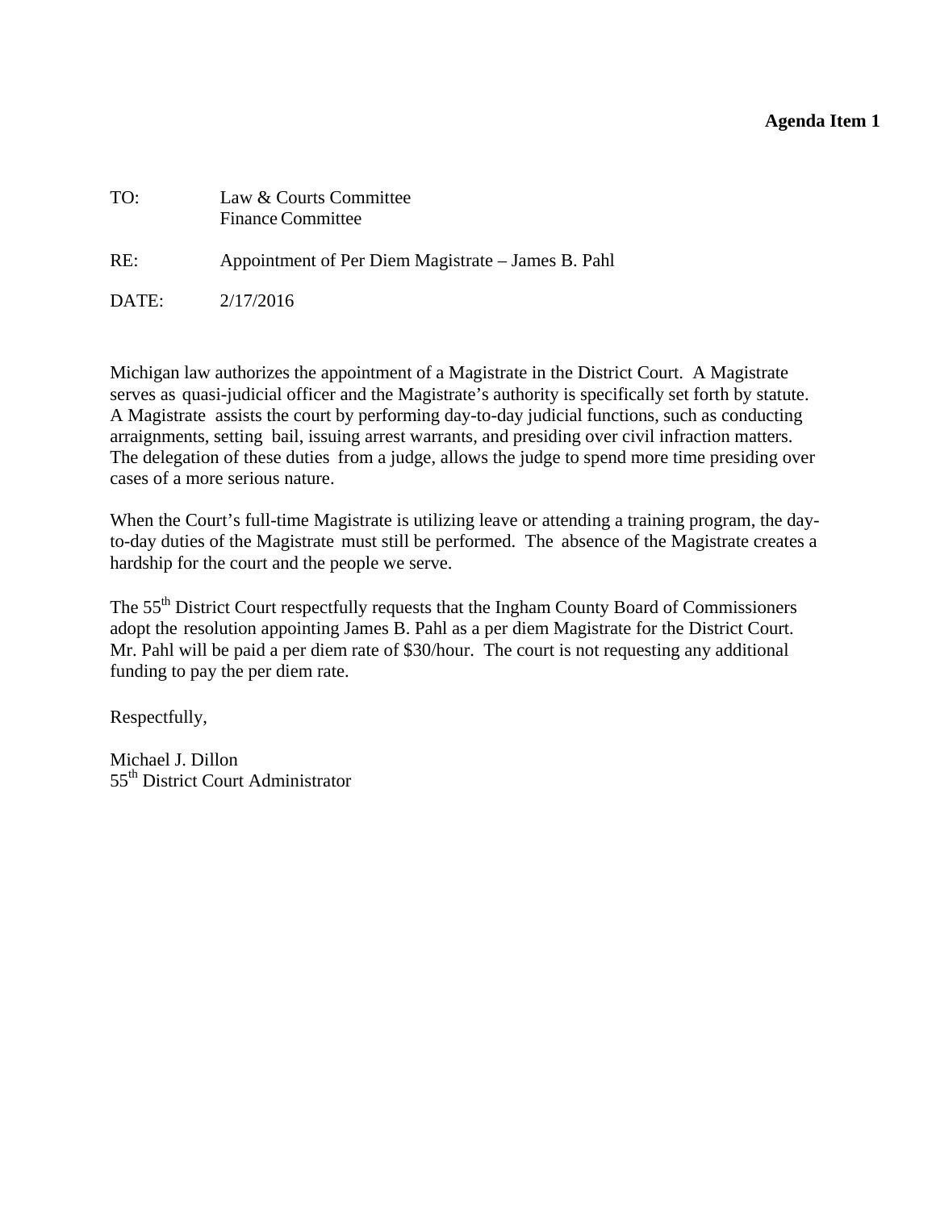**Agenda Item 1**

TO: Law & Courts Committee
Finance Committee

RE: Appointment of Per Diem Magistrate – James B. Pahl

DATE: 2/17/2016

Michigan law authorizes the appointment of a Magistrate in the District Court. A Magistrate serves as quasi-judicial officer and the Magistrate's authority is specifically set forth by statute. A Magistrate assists the court by performing day-to-day judicial functions, such as conducting arraignments, setting bail, issuing arrest warrants, and presiding over civil infraction matters. The delegation of these duties from a judge, allows the judge to spend more time presiding over cases of a more serious nature.

When the Court's full-time Magistrate is utilizing leave or attending a training program, the day-to-day duties of the Magistrate must still be performed. The absence of the Magistrate creates a hardship for the court and the people we serve.

The 55th District Court respectfully requests that the Ingham County Board of Commissioners adopt the resolution appointing James B. Pahl as a per diem Magistrate for the District Court. Mr. Pahl will be paid a per diem rate of $30/hour. The court is not requesting any additional funding to pay the per diem rate.

Respectfully,

Michael J. Dillon
55th District Court Administrator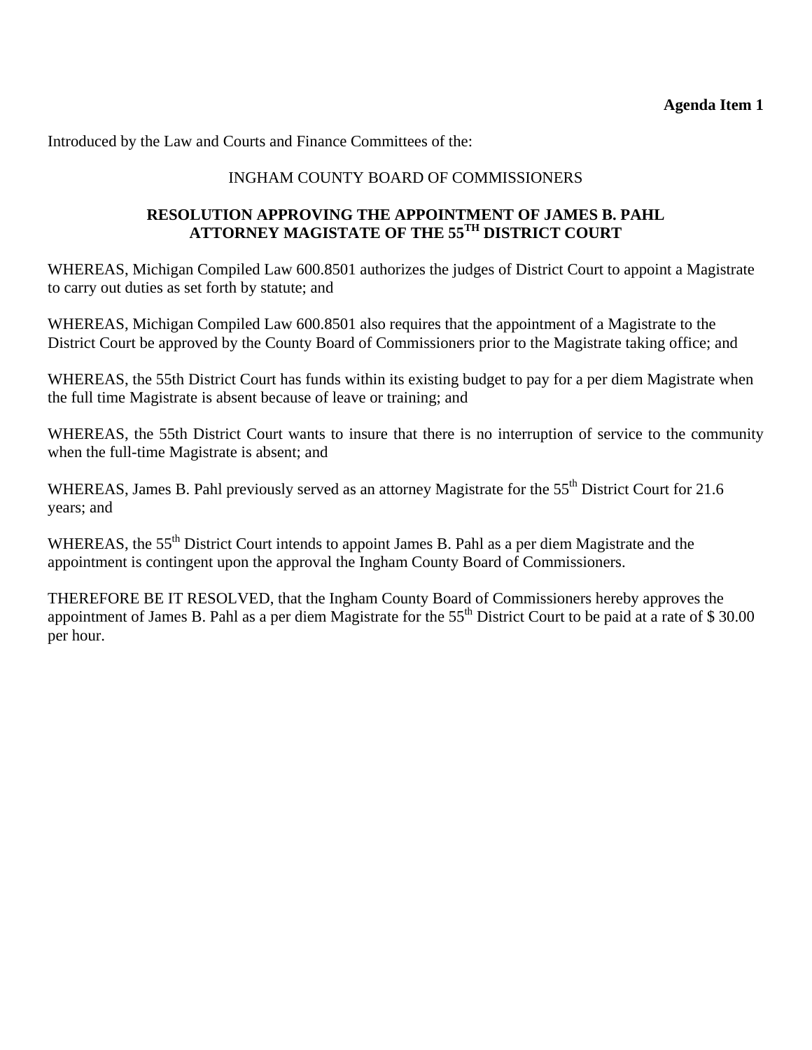**Agenda Item 1**

Introduced by the Law and Courts and Finance Committees of the:

INGHAM COUNTY BOARD OF COMMISSIONERS

**RESOLUTION APPROVING THE APPOINTMENT OF JAMES B. PAHL ATTORNEY MAGISTATE OF THE 55TH DISTRICT COURT**

WHEREAS, Michigan Compiled Law 600.8501 authorizes the judges of District Court to appoint a Magistrate to carry out duties as set forth by statute; and

WHEREAS, Michigan Compiled Law 600.8501 also requires that the appointment of a Magistrate to the District Court be approved by the County Board of Commissioners prior to the Magistrate taking office; and

WHEREAS, the 55th District Court has funds within its existing budget to pay for a per diem Magistrate when the full time Magistrate is absent because of leave or training; and

WHEREAS, the 55th District Court wants to insure that there is no interruption of service to the community when the full-time Magistrate is absent; and

WHEREAS, James B. Pahl previously served as an attorney Magistrate for the 55th District Court for 21.6 years; and

WHEREAS, the 55th District Court intends to appoint James B. Pahl as a per diem Magistrate and the appointment is contingent upon the approval the Ingham County Board of Commissioners.

THEREFORE BE IT RESOLVED, that the Ingham County Board of Commissioners hereby approves the appointment of James B. Pahl as a per diem Magistrate for the 55th District Court to be paid at a rate of $ 30.00 per hour.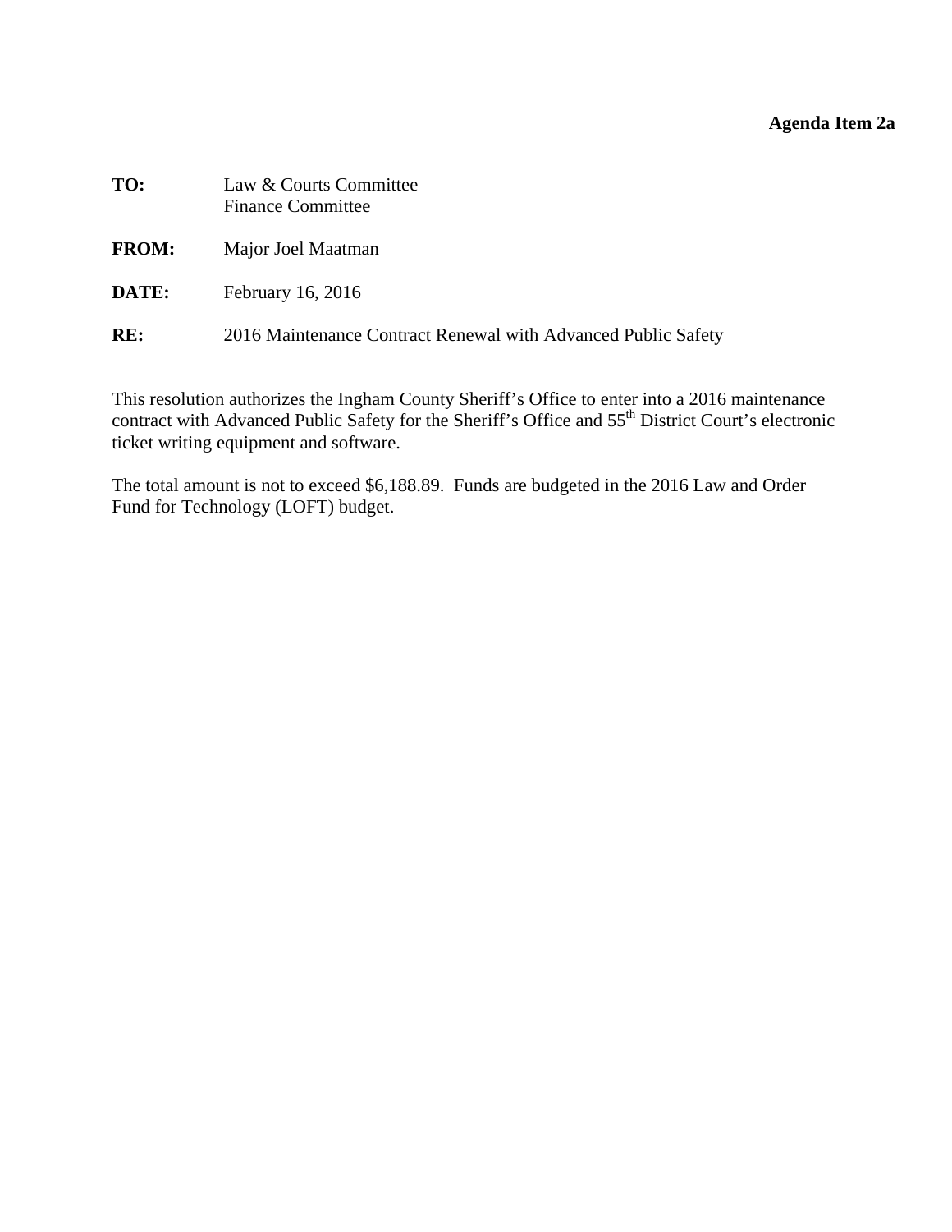**Agenda Item 2a**

**TO:** Law & Courts Committee
Finance Committee

**FROM:** Major Joel Maatman

**DATE:** February 16, 2016

**RE:** 2016 Maintenance Contract Renewal with Advanced Public Safety

This resolution authorizes the Ingham County Sheriff's Office to enter into a 2016 maintenance contract with Advanced Public Safety for the Sheriff's Office and 55th District Court's electronic ticket writing equipment and software.

The total amount is not to exceed $6,188.89. Funds are budgeted in the 2016 Law and Order Fund for Technology (LOFT) budget.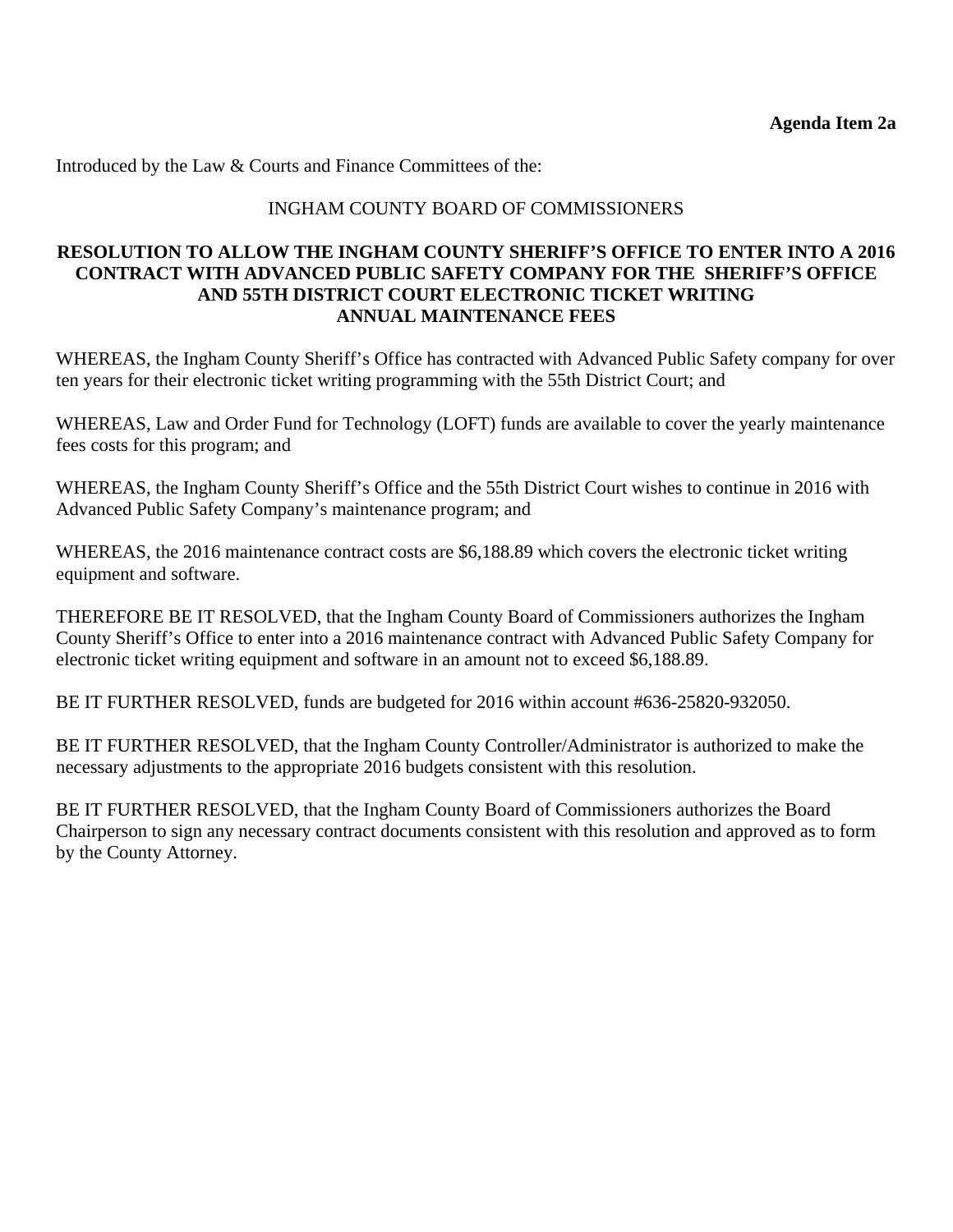**Agenda Item 2a**

Introduced by the Law & Courts and Finance Committees of the:

INGHAM COUNTY BOARD OF COMMISSIONERS

**RESOLUTION TO ALLOW THE INGHAM COUNTY SHERIFF'S OFFICE TO ENTER INTO A 2016 CONTRACT WITH ADVANCED PUBLIC SAFETY COMPANY FOR THE SHERIFF'S OFFICE AND 55TH DISTRICT COURT ELECTRONIC TICKET WRITING ANNUAL MAINTENANCE FEES**

WHEREAS, the Ingham County Sheriff's Office has contracted with Advanced Public Safety company for over ten years for their electronic ticket writing programming with the 55th District Court; and

WHEREAS, Law and Order Fund for Technology (LOFT) funds are available to cover the yearly maintenance fees costs for this program; and

WHEREAS, the Ingham County Sheriff's Office and the 55th District Court wishes to continue in 2016 with Advanced Public Safety Company's maintenance program; and

WHEREAS, the 2016 maintenance contract costs are $6,188.89 which covers the electronic ticket writing equipment and software.

THEREFORE BE IT RESOLVED, that the Ingham County Board of Commissioners authorizes the Ingham County Sheriff's Office to enter into a 2016 maintenance contract with Advanced Public Safety Company for electronic ticket writing equipment and software in an amount not to exceed $6,188.89.

BE IT FURTHER RESOLVED, funds are budgeted for 2016 within account #636-25820-932050.

BE IT FURTHER RESOLVED, that the Ingham County Controller/Administrator is authorized to make the necessary adjustments to the appropriate 2016 budgets consistent with this resolution.

BE IT FURTHER RESOLVED, that the Ingham County Board of Commissioners authorizes the Board Chairperson to sign any necessary contract documents consistent with this resolution and approved as to form by the County Attorney.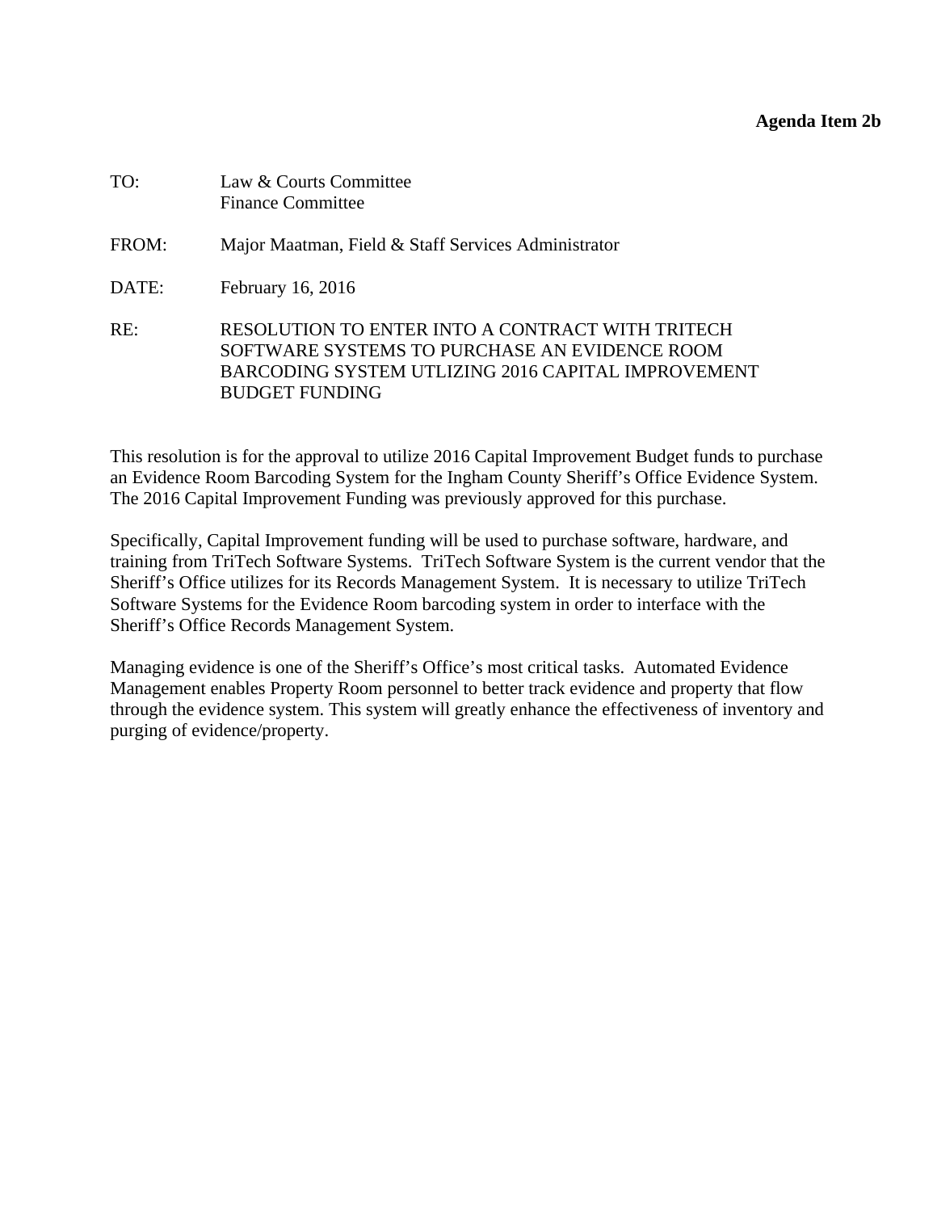**Agenda Item 2b**

TO: Law & Courts Committee
Finance Committee

FROM: Major Maatman, Field & Staff Services Administrator

DATE: February 16, 2016

RE: RESOLUTION TO ENTER INTO A CONTRACT WITH TRITECH SOFTWARE SYSTEMS TO PURCHASE AN EVIDENCE ROOM BARCODING SYSTEM UTLIZING 2016 CAPITAL IMPROVEMENT BUDGET FUNDING

This resolution is for the approval to utilize 2016 Capital Improvement Budget funds to purchase an Evidence Room Barcoding System for the Ingham County Sheriff's Office Evidence System. The 2016 Capital Improvement Funding was previously approved for this purchase.

Specifically, Capital Improvement funding will be used to purchase software, hardware, and training from TriTech Software Systems. TriTech Software System is the current vendor that the Sheriff's Office utilizes for its Records Management System. It is necessary to utilize TriTech Software Systems for the Evidence Room barcoding system in order to interface with the Sheriff's Office Records Management System.

Managing evidence is one of the Sheriff's Office's most critical tasks. Automated Evidence Management enables Property Room personnel to better track evidence and property that flow through the evidence system. This system will greatly enhance the effectiveness of inventory and purging of evidence/property.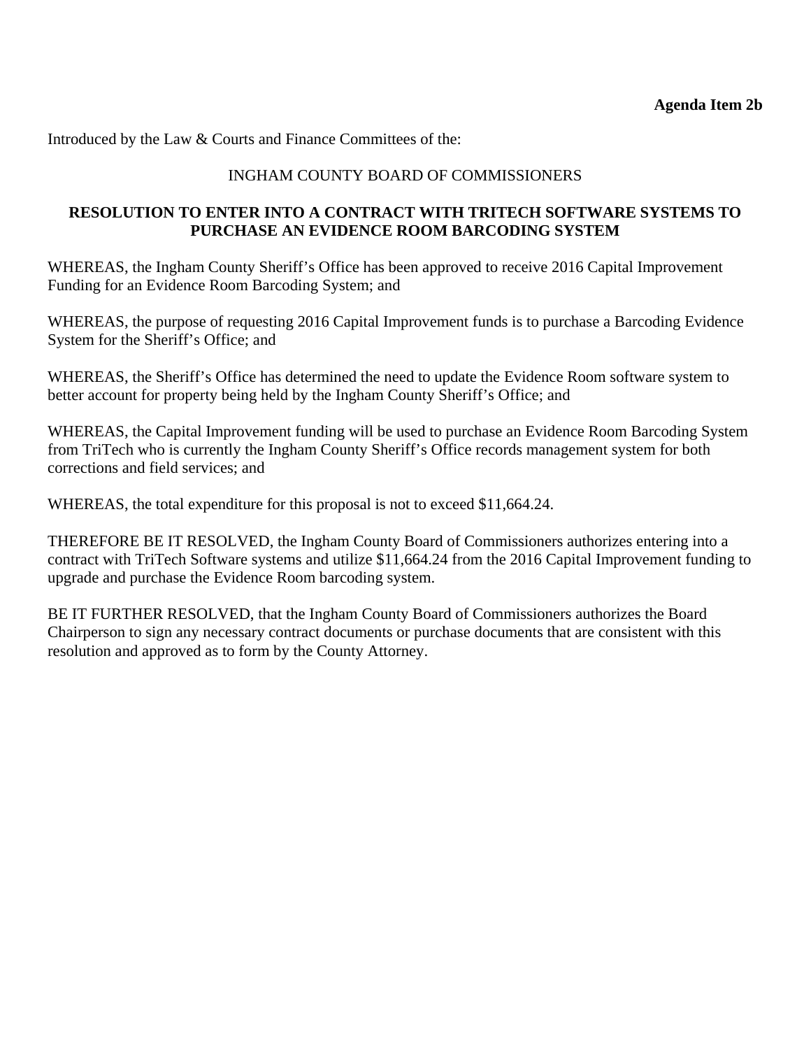**Agenda Item 2b**

Introduced by the Law & Courts and Finance Committees of the:

INGHAM COUNTY BOARD OF COMMISSIONERS

**RESOLUTION TO ENTER INTO A CONTRACT WITH TRITECH SOFTWARE SYSTEMS TO PURCHASE AN EVIDENCE ROOM BARCODING SYSTEM**

WHEREAS, the Ingham County Sheriff's Office has been approved to receive 2016 Capital Improvement Funding for an Evidence Room Barcoding System; and

WHEREAS, the purpose of requesting 2016 Capital Improvement funds is to purchase a Barcoding Evidence System for the Sheriff's Office; and

WHEREAS, the Sheriff's Office has determined the need to update the Evidence Room software system to better account for property being held by the Ingham County Sheriff's Office; and

WHEREAS, the Capital Improvement funding will be used to purchase an Evidence Room Barcoding System from TriTech who is currently the Ingham County Sheriff's Office records management system for both corrections and field services; and

WHEREAS, the total expenditure for this proposal is not to exceed $11,664.24.

THEREFORE BE IT RESOLVED, the Ingham County Board of Commissioners authorizes entering into a contract with TriTech Software systems and utilize $11,664.24 from the 2016 Capital Improvement funding to upgrade and purchase the Evidence Room barcoding system.

BE IT FURTHER RESOLVED, that the Ingham County Board of Commissioners authorizes the Board Chairperson to sign any necessary contract documents or purchase documents that are consistent with this resolution and approved as to form by the County Attorney.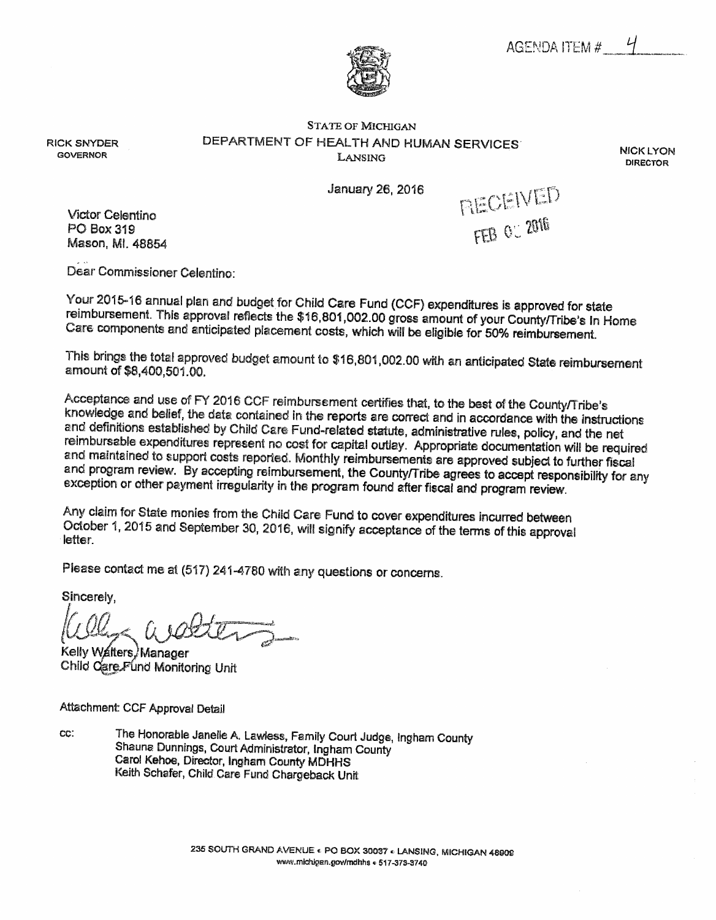AGENDA ITEM # 4

STATE OF MICHIGAN
DEPARTMENT OF HEALTH AND HUMAN SERVICES
LANSING

RICK SNYDER
GOVERNOR

NICK LYON
DIRECTOR

January 26, 2016

RECEIVED
FEB 02 2016

Victor Celentino
PO Box 319
Mason, MI. 48854

Dear Commissioner Celentino:

Your 2015-16 annual plan and budget for Child Care Fund (CCF) expenditures is approved for state reimbursement. This approval reflects the $16,801,002.00 gross amount of your County/Tribe's In Home Care components and anticipated placement costs, which will be eligible for 50% reimbursement.

This brings the total approved budget amount to $16,801,002.00 with an anticipated State reimbursement amount of $8,400,501.00.

Acceptance and use of FY 2016 CCF reimbursement certifies that, to the best of the County/Tribe's knowledge and belief, the data contained in the reports are correct and in accordance with the instructions and definitions established by Child Care Fund-related statute, administrative rules, policy, and the net reimbursable expenditures represent no cost for capital outlay. Appropriate documentation will be required and maintained to support costs reported. Monthly reimbursements are approved subject to further fiscal and program review. By accepting reimbursement, the County/Tribe agrees to accept responsibility for any exception or other payment irregularity in the program found after fiscal and program review.

Any claim for State monies from the Child Care Fund to cover expenditures incurred between October 1, 2015 and September 30, 2016, will signify acceptance of the terms of this approval letter.

Please contact me at (517) 241-4780 with any questions or concerns.

Sincerely,

Kelly Walters, Manager
Child Care Fund Monitoring Unit

Attachment: CCF Approval Detail

cc: The Honorable Janelle A. Lawless, Family Court Judge, Ingham County
Shauna Dunnings, Court Administrator, Ingham County
Carol Kehoe, Director, Ingham County MDHHS
Keith Schafer, Child Care Fund Chargeback Unit

235 SOUTH GRAND AVENUE • PO BOX 30037 • LANSING, MICHIGAN 48909
www.michigan.gov/mdhhs • 517-373-3740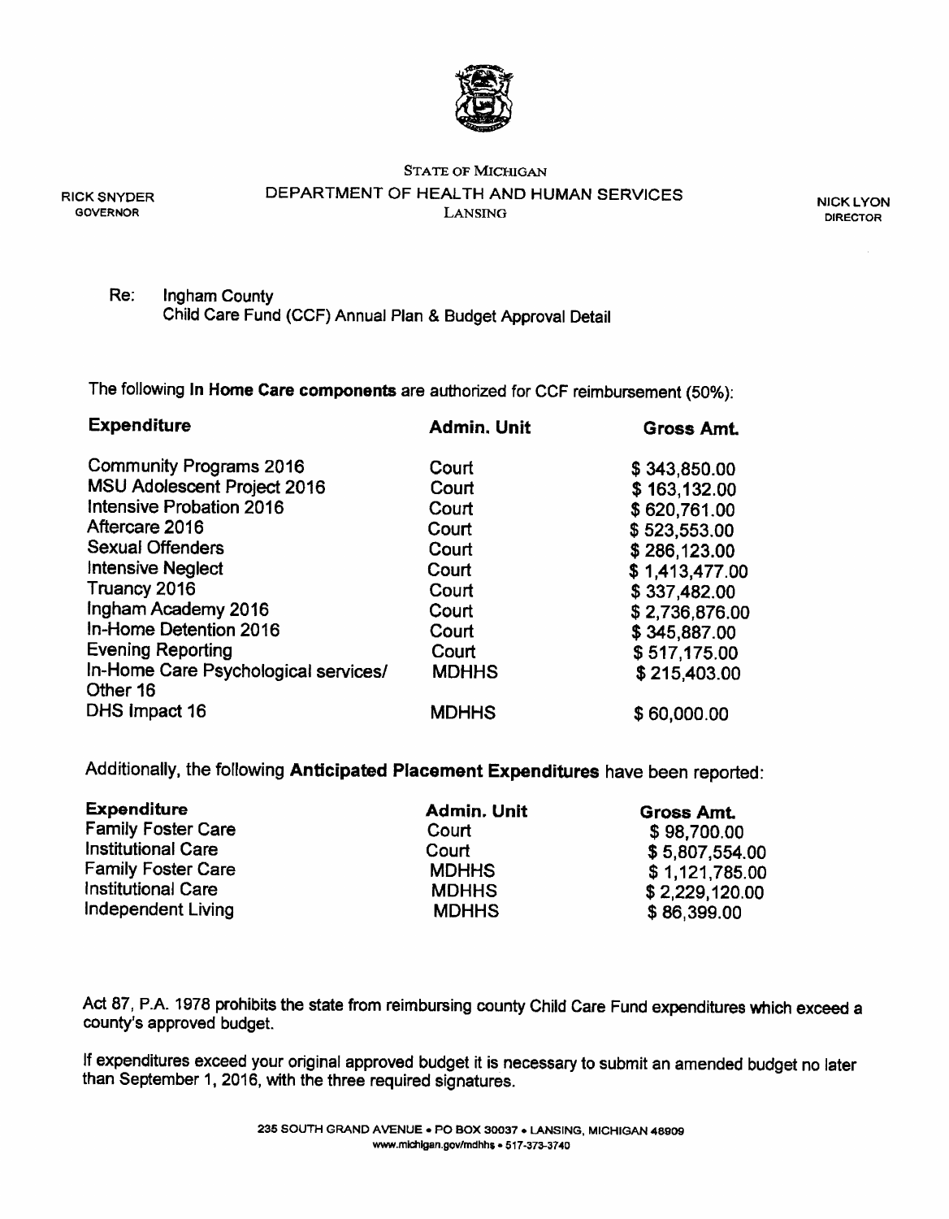STATE OF MICHIGAN

RICK SNYDER
GOVERNOR

DEPARTMENT OF HEALTH AND HUMAN SERVICES
LANSING

NICK LYON
DIRECTOR

Re: Ingham County
Child Care Fund (CCF) Annual Plan & Budget Approval Detail

The following **In Home Care components** are authorized for CCF reimbursement (50%):

| Expenditure | Admin. Unit | Gross Amt. |
|---|---|---|
| Community Programs 2016 | Court | $ 343,850.00 |
| MSU Adolescent Project 2016 | Court | $ 163,132.00 |
| Intensive Probation 2016 | Court | $ 620,761.00 |
| Aftercare 2016 | Court | $ 523,553.00 |
| Sexual Offenders | Court | $ 286,123.00 |
| Intensive Neglect | Court | $ 1,413,477.00 |
| Truancy 2016 | Court | $ 337,482.00 |
| Ingham Academy 2016 | Court | $ 2,736,876.00 |
| In-Home Detention 2016 | Court | $ 345,887.00 |
| Evening Reporting | Court | $ 517,175.00 |
| In-Home Care Psychological services/ Other 16 | MDHHS | $ 215,403.00 |
| DHS Impact 16 | MDHHS | $ 60,000.00 |

Additionally, the following **Anticipated Placement Expenditures** have been reported:

| Expenditure | Admin. Unit | Gross Amt. |
|---|---|---|
| Family Foster Care | Court | $ 98,700.00 |
| Institutional Care | Court | $ 5,807,554.00 |
| Family Foster Care | MDHHS | $ 1,121,785.00 |
| Institutional Care | MDHHS | $ 2,229,120.00 |
| Independent Living | MDHHS | $ 86,399.00 |

Act 87, P.A. 1978 prohibits the state from reimbursing county Child Care Fund expenditures which exceed a county's approved budget.

If expenditures exceed your original approved budget it is necessary to submit an amended budget no later than September 1, 2016, with the three required signatures.

235 SOUTH GRAND AVENUE • PO BOX 30037 • LANSING, MICHIGAN 48909
www.michigan.gov/mdhhs • 517-373-3740